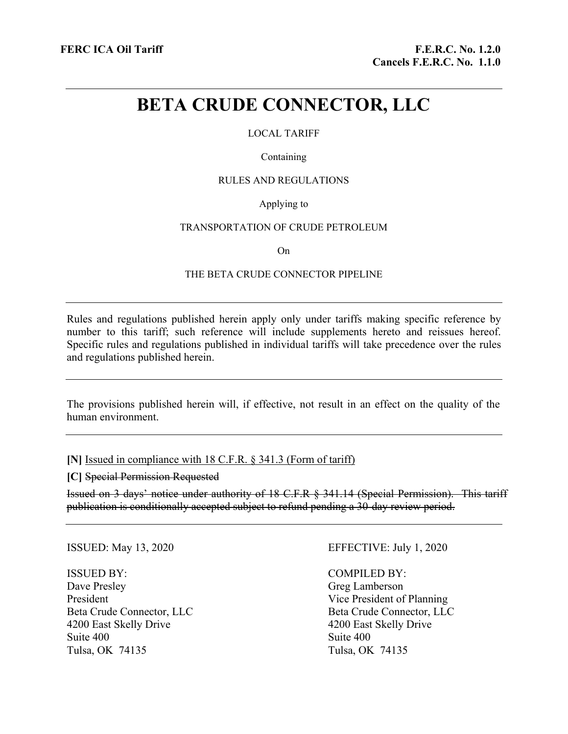FERC ICA Oil Tariff

F.E.R.C. No. 1.2.0
Cancels F.E.R.C. No. 1.1.0

# BETA CRUDE CONNECTOR, LLC

LOCAL TARIFF

Containing

RULES AND REGULATIONS

Applying to

TRANSPORTATION OF CRUDE PETROLEUM

On

THE BETA CRUDE CONNECTOR PIPELINE

---

Rules and regulations published herein apply only under tariffs making specific reference by number to this tariff; such reference will include supplements hereto and reissues hereof. Specific rules and regulations published in individual tariffs will take precedence over the rules and regulations published herein.

---

The provisions published herein will, if effective, not result in an effect on the quality of the human environment.

---

**[N]** <u>Issued in compliance with 18 C.F.R. § 341.3 (Form of tariff)</u>

**[C]** ~~Special Permission Requested~~

~~Issued on 3 days' notice under authority of 18 C.F.R § 341.14 (Special Permission). This tariff publication is conditionally accepted subject to refund pending a 30-day review period.~~

---

ISSUED: May 13, 2020

EFFECTIVE: July 1, 2020

ISSUED BY:
Dave Presley
President
Beta Crude Connector, LLC
4200 East Skelly Drive
Suite 400
Tulsa, OK 74135

COMPILED BY:
Greg Lamberson
Vice President of Planning
Beta Crude Connector, LLC
4200 East Skelly Drive
Suite 400
Tulsa, OK 74135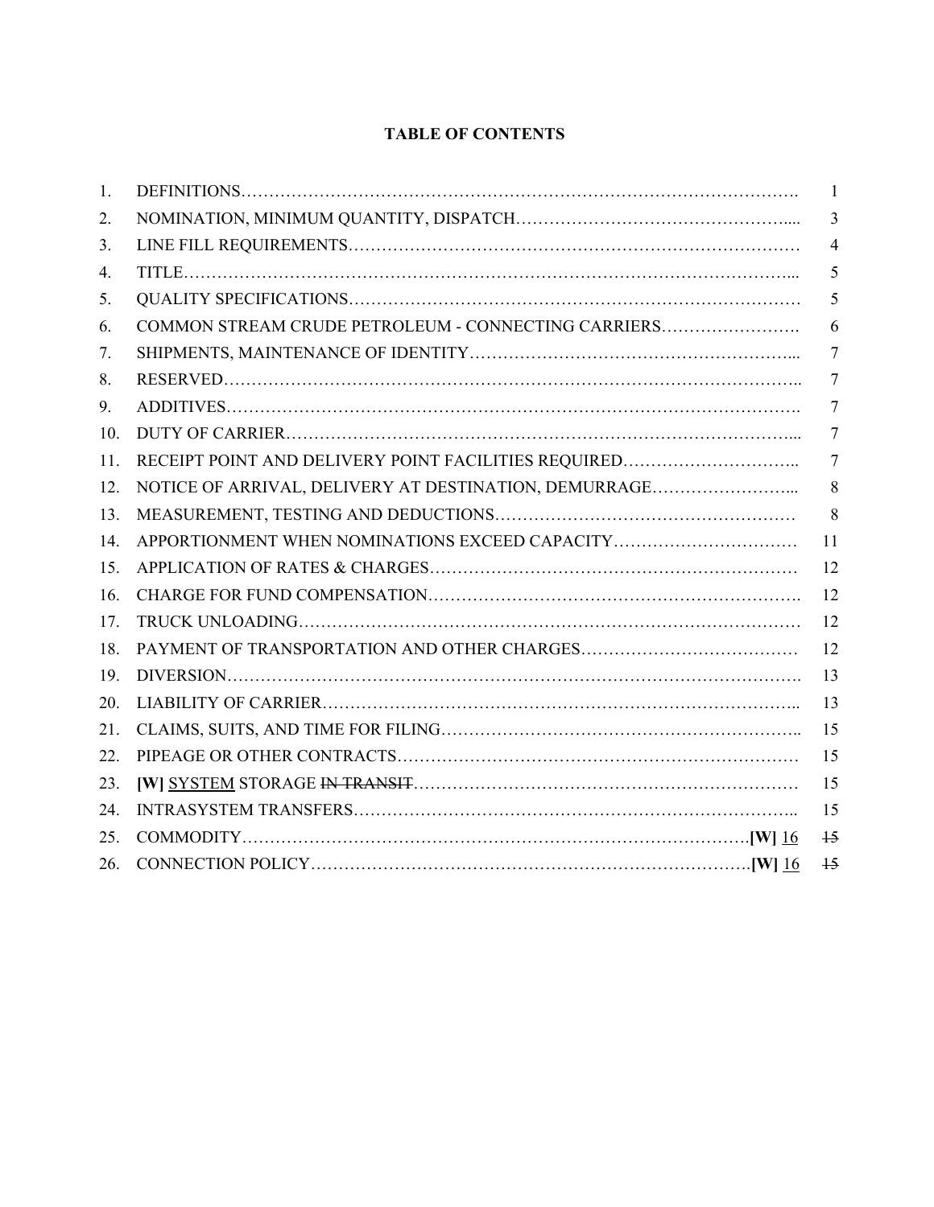# TABLE OF CONTENTS

| | | |
|---|---|---|
| 1. | DEFINITIONS | 1 |
| 2. | NOMINATION, MINIMUM QUANTITY, DISPATCH | 3 |
| 3. | LINE FILL REQUIREMENTS | 4 |
| 4. | TITLE | 5 |
| 5. | QUALITY SPECIFICATIONS | 5 |
| 6. | COMMON STREAM CRUDE PETROLEUM - CONNECTING CARRIERS | 6 |
| 7. | SHIPMENTS, MAINTENANCE OF IDENTITY | 7 |
| 8. | RESERVED | 7 |
| 9. | ADDITIVES | 7 |
| 10. | DUTY OF CARRIER | 7 |
| 11. | RECEIPT POINT AND DELIVERY POINT FACILITIES REQUIRED | 7 |
| 12. | NOTICE OF ARRIVAL, DELIVERY AT DESTINATION, DEMURRAGE | 8 |
| 13. | MEASUREMENT, TESTING AND DEDUCTIONS | 8 |
| 14. | APPORTIONMENT WHEN NOMINATIONS EXCEED CAPACITY | 11 |
| 15. | APPLICATION OF RATES & CHARGES | 12 |
| 16. | CHARGE FOR FUND COMPENSATION | 12 |
| 17. | TRUCK UNLOADING | 12 |
| 18. | PAYMENT OF TRANSPORTATION AND OTHER CHARGES | 12 |
| 19. | DIVERSION | 13 |
| 20. | LIABILITY OF CARRIER | 13 |
| 21. | CLAIMS, SUITS, AND TIME FOR FILING | 15 |
| 22. | PIPEAGE OR OTHER CONTRACTS | 15 |
| 23. | **[W]** <u>SYSTEM</u> STORAGE ~~IN TRANSIT~~ | 15 |
| 24. | INTRASYSTEM TRANSFERS | 15 |
| 25. | COMMODITY | **[W]** <u>16</u> ~~15~~ |
| 26. | CONNECTION POLICY | **[W]** <u>16</u> ~~15~~ |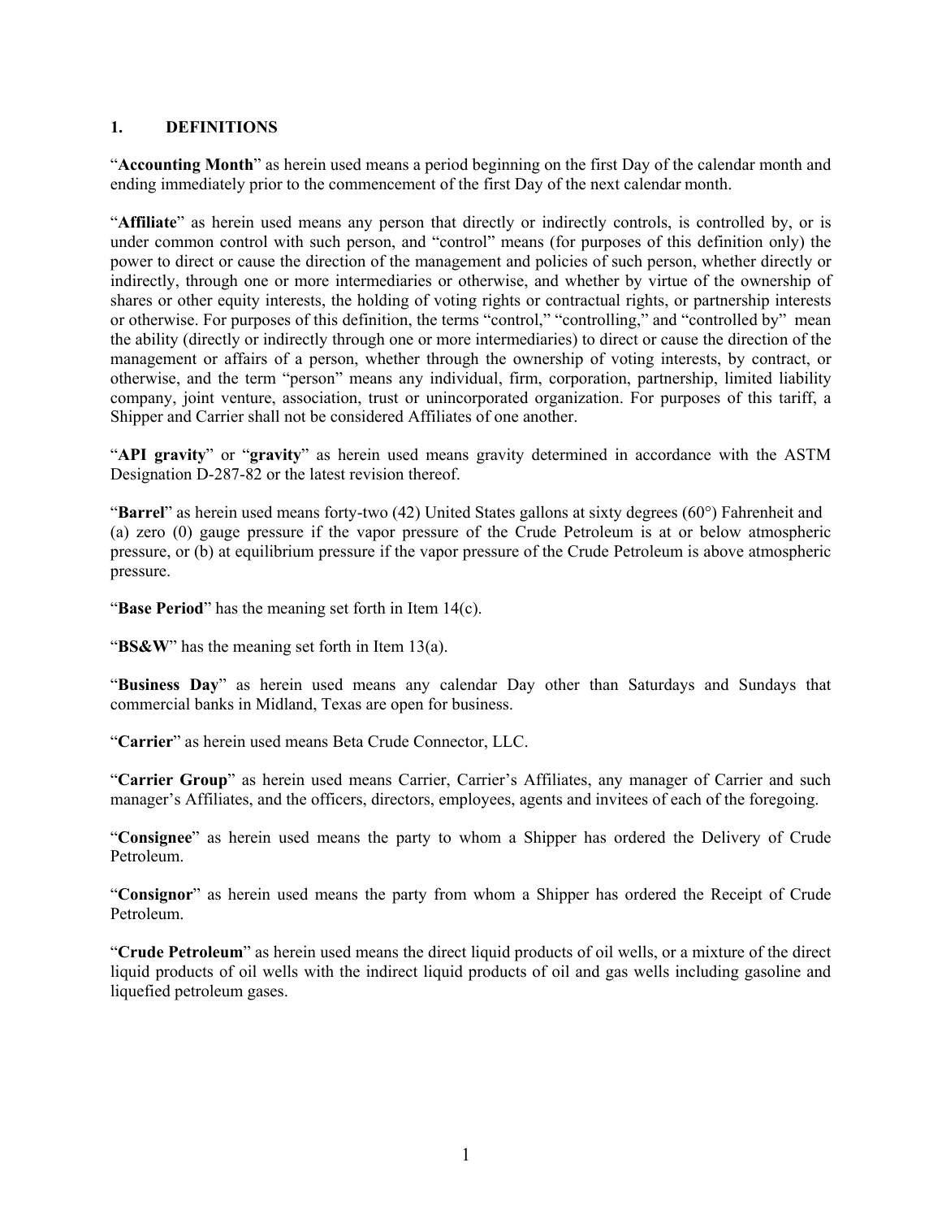## 1. DEFINITIONS

"**Accounting Month**" as herein used means a period beginning on the first Day of the calendar month and ending immediately prior to the commencement of the first Day of the next calendar month.

"**Affiliate**" as herein used means any person that directly or indirectly controls, is controlled by, or is under common control with such person, and "control" means (for purposes of this definition only) the power to direct or cause the direction of the management and policies of such person, whether directly or indirectly, through one or more intermediaries or otherwise, and whether by virtue of the ownership of shares or other equity interests, the holding of voting rights or contractual rights, or partnership interests or otherwise. For purposes of this definition, the terms "control," "controlling," and "controlled by" mean the ability (directly or indirectly through one or more intermediaries) to direct or cause the direction of the management or affairs of a person, whether through the ownership of voting interests, by contract, or otherwise, and the term "person" means any individual, firm, corporation, partnership, limited liability company, joint venture, association, trust or unincorporated organization. For purposes of this tariff, a Shipper and Carrier shall not be considered Affiliates of one another.

"**API gravity**" or "**gravity**" as herein used means gravity determined in accordance with the ASTM Designation D-287-82 or the latest revision thereof.

"**Barrel**" as herein used means forty-two (42) United States gallons at sixty degrees (60°) Fahrenheit and (a) zero (0) gauge pressure if the vapor pressure of the Crude Petroleum is at or below atmospheric pressure, or (b) at equilibrium pressure if the vapor pressure of the Crude Petroleum is above atmospheric pressure.

"**Base Period**" has the meaning set forth in Item 14(c).

"**BS&W**" has the meaning set forth in Item 13(a).

"**Business Day**" as herein used means any calendar Day other than Saturdays and Sundays that commercial banks in Midland, Texas are open for business.

"**Carrier**" as herein used means Beta Crude Connector, LLC.

"**Carrier Group**" as herein used means Carrier, Carrier's Affiliates, any manager of Carrier and such manager's Affiliates, and the officers, directors, employees, agents and invitees of each of the foregoing.

"**Consignee**" as herein used means the party to whom a Shipper has ordered the Delivery of Crude Petroleum.

"**Consignor**" as herein used means the party from whom a Shipper has ordered the Receipt of Crude Petroleum.

"**Crude Petroleum**" as herein used means the direct liquid products of oil wells, or a mixture of the direct liquid products of oil wells with the indirect liquid products of oil and gas wells including gasoline and liquefied petroleum gases.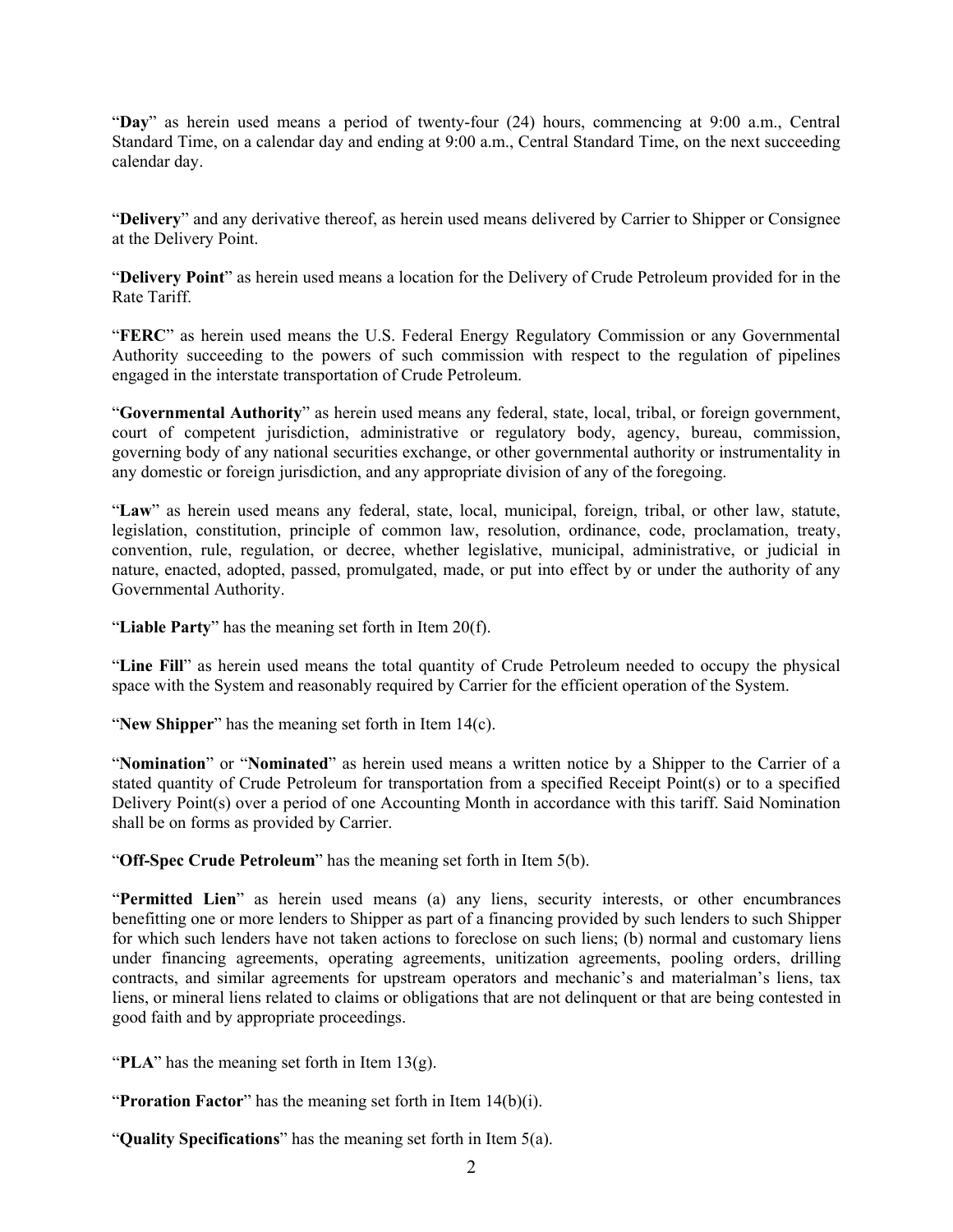"**Day**" as herein used means a period of twenty-four (24) hours, commencing at 9:00 a.m., Central Standard Time, on a calendar day and ending at 9:00 a.m., Central Standard Time, on the next succeeding calendar day.

"**Delivery**" and any derivative thereof, as herein used means delivered by Carrier to Shipper or Consignee at the Delivery Point.

"**Delivery Point**" as herein used means a location for the Delivery of Crude Petroleum provided for in the Rate Tariff.

"**FERC**" as herein used means the U.S. Federal Energy Regulatory Commission or any Governmental Authority succeeding to the powers of such commission with respect to the regulation of pipelines engaged in the interstate transportation of Crude Petroleum.

"**Governmental Authority**" as herein used means any federal, state, local, tribal, or foreign government, court of competent jurisdiction, administrative or regulatory body, agency, bureau, commission, governing body of any national securities exchange, or other governmental authority or instrumentality in any domestic or foreign jurisdiction, and any appropriate division of any of the foregoing.

"**Law**" as herein used means any federal, state, local, municipal, foreign, tribal, or other law, statute, legislation, constitution, principle of common law, resolution, ordinance, code, proclamation, treaty, convention, rule, regulation, or decree, whether legislative, municipal, administrative, or judicial in nature, enacted, adopted, passed, promulgated, made, or put into effect by or under the authority of any Governmental Authority.

"**Liable Party**" has the meaning set forth in Item 20(f).

"**Line Fill**" as herein used means the total quantity of Crude Petroleum needed to occupy the physical space with the System and reasonably required by Carrier for the efficient operation of the System.

"**New Shipper**" has the meaning set forth in Item 14(c).

"**Nomination**" or "**Nominated**" as herein used means a written notice by a Shipper to the Carrier of a stated quantity of Crude Petroleum for transportation from a specified Receipt Point(s) or to a specified Delivery Point(s) over a period of one Accounting Month in accordance with this tariff. Said Nomination shall be on forms as provided by Carrier.

"**Off-Spec Crude Petroleum**" has the meaning set forth in Item 5(b).

"**Permitted Lien**" as herein used means (a) any liens, security interests, or other encumbrances benefitting one or more lenders to Shipper as part of a financing provided by such lenders to such Shipper for which such lenders have not taken actions to foreclose on such liens; (b) normal and customary liens under financing agreements, operating agreements, unitization agreements, pooling orders, drilling contracts, and similar agreements for upstream operators and mechanic's and materialman's liens, tax liens, or mineral liens related to claims or obligations that are not delinquent or that are being contested in good faith and by appropriate proceedings.

"**PLA**" has the meaning set forth in Item 13(g).

"**Proration Factor**" has the meaning set forth in Item 14(b)(i).

"**Quality Specifications**" has the meaning set forth in Item 5(a).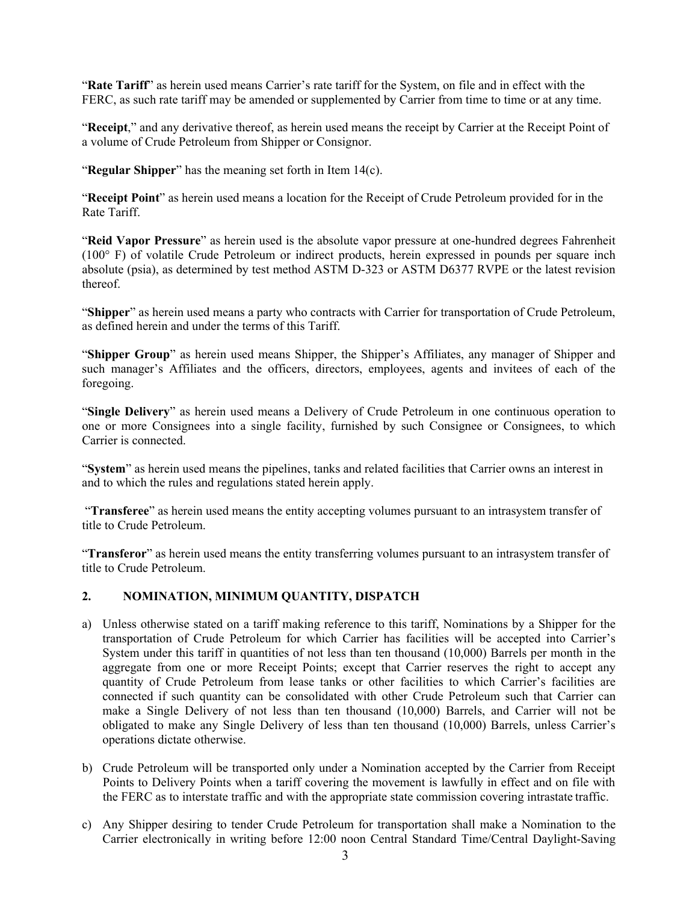"**Rate Tariff**" as herein used means Carrier's rate tariff for the System, on file and in effect with the FERC, as such rate tariff may be amended or supplemented by Carrier from time to time or at any time.

"**Receipt**," and any derivative thereof, as herein used means the receipt by Carrier at the Receipt Point of a volume of Crude Petroleum from Shipper or Consignor.

"**Regular Shipper**" has the meaning set forth in Item 14(c).

"**Receipt Point**" as herein used means a location for the Receipt of Crude Petroleum provided for in the Rate Tariff.

"**Reid Vapor Pressure**" as herein used is the absolute vapor pressure at one-hundred degrees Fahrenheit (100° F) of volatile Crude Petroleum or indirect products, herein expressed in pounds per square inch absolute (psia), as determined by test method ASTM D-323 or ASTM D6377 RVPE or the latest revision thereof.

"**Shipper**" as herein used means a party who contracts with Carrier for transportation of Crude Petroleum, as defined herein and under the terms of this Tariff.

"**Shipper Group**" as herein used means Shipper, the Shipper's Affiliates, any manager of Shipper and such manager's Affiliates and the officers, directors, employees, agents and invitees of each of the foregoing.

"**Single Delivery**" as herein used means a Delivery of Crude Petroleum in one continuous operation to one or more Consignees into a single facility, furnished by such Consignee or Consignees, to which Carrier is connected.

"**System**" as herein used means the pipelines, tanks and related facilities that Carrier owns an interest in and to which the rules and regulations stated herein apply.

"**Transferee**" as herein used means the entity accepting volumes pursuant to an intrasystem transfer of title to Crude Petroleum.

"**Transferor**" as herein used means the entity transferring volumes pursuant to an intrasystem transfer of title to Crude Petroleum.

## 2. NOMINATION, MINIMUM QUANTITY, DISPATCH

a) Unless otherwise stated on a tariff making reference to this tariff, Nominations by a Shipper for the transportation of Crude Petroleum for which Carrier has facilities will be accepted into Carrier's System under this tariff in quantities of not less than ten thousand (10,000) Barrels per month in the aggregate from one or more Receipt Points; except that Carrier reserves the right to accept any quantity of Crude Petroleum from lease tanks or other facilities to which Carrier's facilities are connected if such quantity can be consolidated with other Crude Petroleum such that Carrier can make a Single Delivery of not less than ten thousand (10,000) Barrels, and Carrier will not be obligated to make any Single Delivery of less than ten thousand (10,000) Barrels, unless Carrier's operations dictate otherwise.

b) Crude Petroleum will be transported only under a Nomination accepted by the Carrier from Receipt Points to Delivery Points when a tariff covering the movement is lawfully in effect and on file with the FERC as to interstate traffic and with the appropriate state commission covering intrastate traffic.

c) Any Shipper desiring to tender Crude Petroleum for transportation shall make a Nomination to the Carrier electronically in writing before 12:00 noon Central Standard Time/Central Daylight-Saving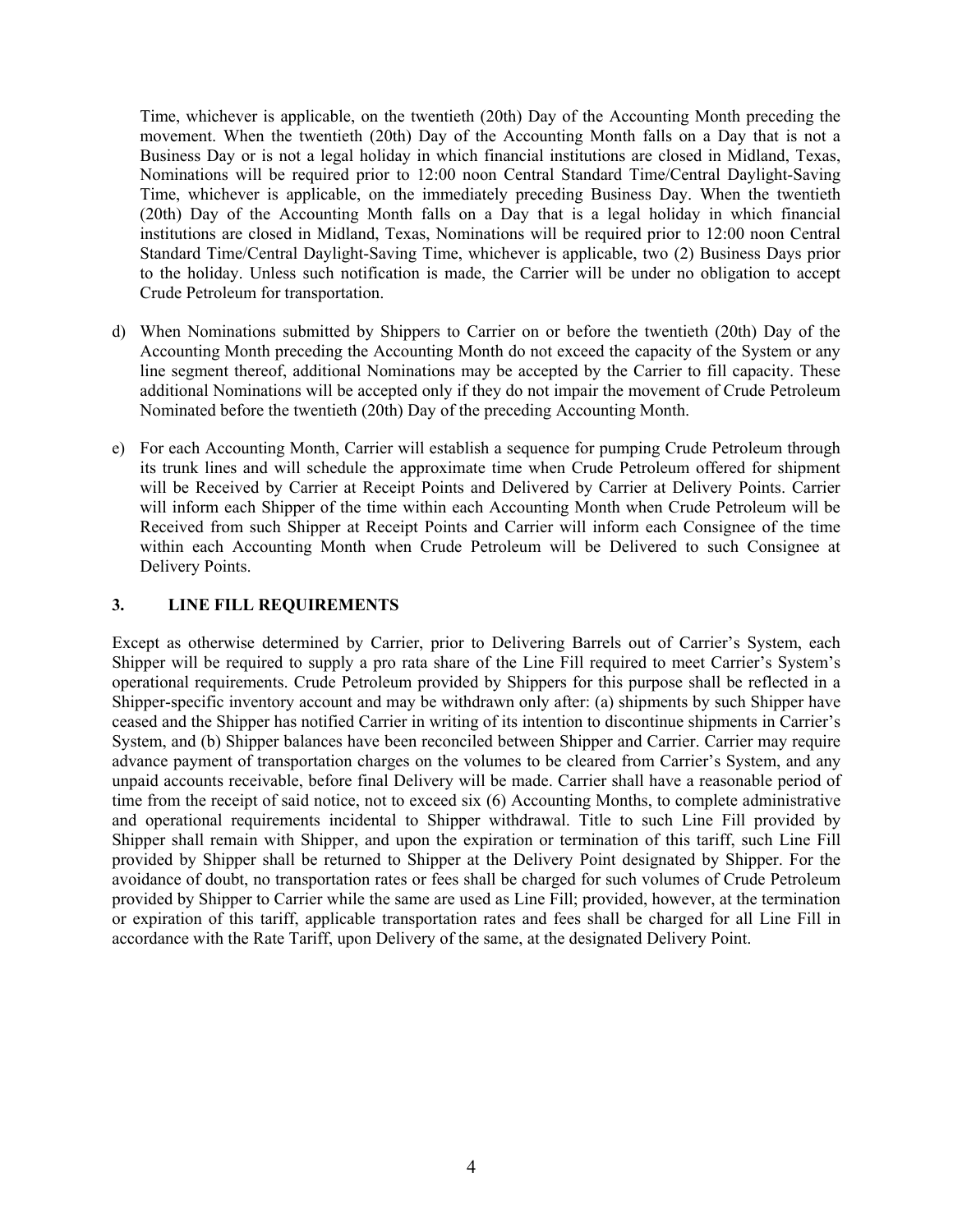Time, whichever is applicable, on the twentieth (20th) Day of the Accounting Month preceding the movement. When the twentieth (20th) Day of the Accounting Month falls on a Day that is not a Business Day or is not a legal holiday in which financial institutions are closed in Midland, Texas, Nominations will be required prior to 12:00 noon Central Standard Time/Central Daylight-Saving Time, whichever is applicable, on the immediately preceding Business Day. When the twentieth (20th) Day of the Accounting Month falls on a Day that is a legal holiday in which financial institutions are closed in Midland, Texas, Nominations will be required prior to 12:00 noon Central Standard Time/Central Daylight-Saving Time, whichever is applicable, two (2) Business Days prior to the holiday. Unless such notification is made, the Carrier will be under no obligation to accept Crude Petroleum for transportation.

d) When Nominations submitted by Shippers to Carrier on or before the twentieth (20th) Day of the Accounting Month preceding the Accounting Month do not exceed the capacity of the System or any line segment thereof, additional Nominations may be accepted by the Carrier to fill capacity. These additional Nominations will be accepted only if they do not impair the movement of Crude Petroleum Nominated before the twentieth (20th) Day of the preceding Accounting Month.

e) For each Accounting Month, Carrier will establish a sequence for pumping Crude Petroleum through its trunk lines and will schedule the approximate time when Crude Petroleum offered for shipment will be Received by Carrier at Receipt Points and Delivered by Carrier at Delivery Points. Carrier will inform each Shipper of the time within each Accounting Month when Crude Petroleum will be Received from such Shipper at Receipt Points and Carrier will inform each Consignee of the time within each Accounting Month when Crude Petroleum will be Delivered to such Consignee at Delivery Points.

## 3. LINE FILL REQUIREMENTS

Except as otherwise determined by Carrier, prior to Delivering Barrels out of Carrier's System, each Shipper will be required to supply a pro rata share of the Line Fill required to meet Carrier's System's operational requirements. Crude Petroleum provided by Shippers for this purpose shall be reflected in a Shipper-specific inventory account and may be withdrawn only after: (a) shipments by such Shipper have ceased and the Shipper has notified Carrier in writing of its intention to discontinue shipments in Carrier's System, and (b) Shipper balances have been reconciled between Shipper and Carrier. Carrier may require advance payment of transportation charges on the volumes to be cleared from Carrier's System, and any unpaid accounts receivable, before final Delivery will be made. Carrier shall have a reasonable period of time from the receipt of said notice, not to exceed six (6) Accounting Months, to complete administrative and operational requirements incidental to Shipper withdrawal. Title to such Line Fill provided by Shipper shall remain with Shipper, and upon the expiration or termination of this tariff, such Line Fill provided by Shipper shall be returned to Shipper at the Delivery Point designated by Shipper. For the avoidance of doubt, no transportation rates or fees shall be charged for such volumes of Crude Petroleum provided by Shipper to Carrier while the same are used as Line Fill; provided, however, at the termination or expiration of this tariff, applicable transportation rates and fees shall be charged for all Line Fill in accordance with the Rate Tariff, upon Delivery of the same, at the designated Delivery Point.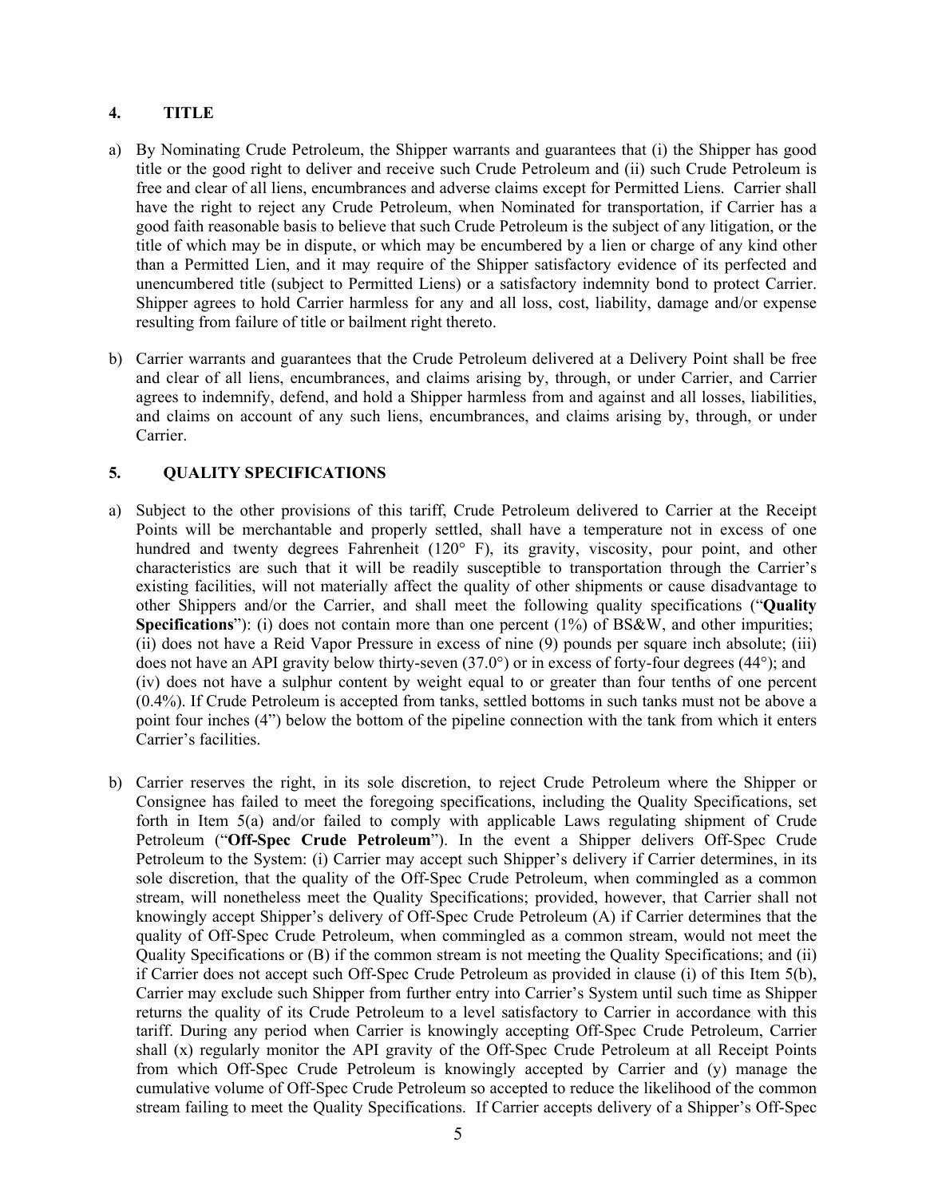## 4. TITLE

a) By Nominating Crude Petroleum, the Shipper warrants and guarantees that (i) the Shipper has good title or the good right to deliver and receive such Crude Petroleum and (ii) such Crude Petroleum is free and clear of all liens, encumbrances and adverse claims except for Permitted Liens. Carrier shall have the right to reject any Crude Petroleum, when Nominated for transportation, if Carrier has a good faith reasonable basis to believe that such Crude Petroleum is the subject of any litigation, or the title of which may be in dispute, or which may be encumbered by a lien or charge of any kind other than a Permitted Lien, and it may require of the Shipper satisfactory evidence of its perfected and unencumbered title (subject to Permitted Liens) or a satisfactory indemnity bond to protect Carrier. Shipper agrees to hold Carrier harmless for any and all loss, cost, liability, damage and/or expense resulting from failure of title or bailment right thereto.

b) Carrier warrants and guarantees that the Crude Petroleum delivered at a Delivery Point shall be free and clear of all liens, encumbrances, and claims arising by, through, or under Carrier, and Carrier agrees to indemnify, defend, and hold a Shipper harmless from and against and all losses, liabilities, and claims on account of any such liens, encumbrances, and claims arising by, through, or under Carrier.

## 5. QUALITY SPECIFICATIONS

a) Subject to the other provisions of this tariff, Crude Petroleum delivered to Carrier at the Receipt Points will be merchantable and properly settled, shall have a temperature not in excess of one hundred and twenty degrees Fahrenheit (120° F), its gravity, viscosity, pour point, and other characteristics are such that it will be readily susceptible to transportation through the Carrier's existing facilities, will not materially affect the quality of other shipments or cause disadvantage to other Shippers and/or the Carrier, and shall meet the following quality specifications ("**Quality Specifications**"): (i) does not contain more than one percent (1%) of BS&W, and other impurities; (ii) does not have a Reid Vapor Pressure in excess of nine (9) pounds per square inch absolute; (iii) does not have an API gravity below thirty-seven (37.0°) or in excess of forty-four degrees (44°); and (iv) does not have a sulphur content by weight equal to or greater than four tenths of one percent (0.4%). If Crude Petroleum is accepted from tanks, settled bottoms in such tanks must not be above a point four inches (4") below the bottom of the pipeline connection with the tank from which it enters Carrier's facilities.

b) Carrier reserves the right, in its sole discretion, to reject Crude Petroleum where the Shipper or Consignee has failed to meet the foregoing specifications, including the Quality Specifications, set forth in Item 5(a) and/or failed to comply with applicable Laws regulating shipment of Crude Petroleum ("**Off-Spec Crude Petroleum**"). In the event a Shipper delivers Off-Spec Crude Petroleum to the System: (i) Carrier may accept such Shipper's delivery if Carrier determines, in its sole discretion, that the quality of the Off-Spec Crude Petroleum, when commingled as a common stream, will nonetheless meet the Quality Specifications; provided, however, that Carrier shall not knowingly accept Shipper's delivery of Off-Spec Crude Petroleum (A) if Carrier determines that the quality of Off-Spec Crude Petroleum, when commingled as a common stream, would not meet the Quality Specifications or (B) if the common stream is not meeting the Quality Specifications; and (ii) if Carrier does not accept such Off-Spec Crude Petroleum as provided in clause (i) of this Item 5(b), Carrier may exclude such Shipper from further entry into Carrier's System until such time as Shipper returns the quality of its Crude Petroleum to a level satisfactory to Carrier in accordance with this tariff. During any period when Carrier is knowingly accepting Off-Spec Crude Petroleum, Carrier shall (x) regularly monitor the API gravity of the Off-Spec Crude Petroleum at all Receipt Points from which Off-Spec Crude Petroleum is knowingly accepted by Carrier and (y) manage the cumulative volume of Off-Spec Crude Petroleum so accepted to reduce the likelihood of the common stream failing to meet the Quality Specifications. If Carrier accepts delivery of a Shipper's Off-Spec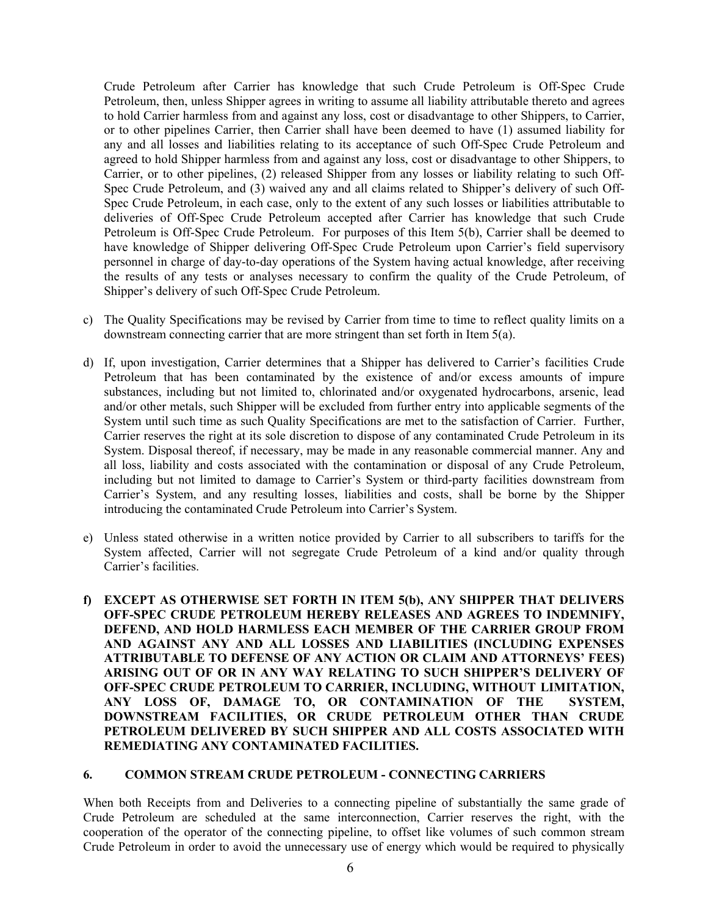Crude Petroleum after Carrier has knowledge that such Crude Petroleum is Off-Spec Crude Petroleum, then, unless Shipper agrees in writing to assume all liability attributable thereto and agrees to hold Carrier harmless from and against any loss, cost or disadvantage to other Shippers, to Carrier, or to other pipelines Carrier, then Carrier shall have been deemed to have (1) assumed liability for any and all losses and liabilities relating to its acceptance of such Off-Spec Crude Petroleum and agreed to hold Shipper harmless from and against any loss, cost or disadvantage to other Shippers, to Carrier, or to other pipelines, (2) released Shipper from any losses or liability relating to such Off-Spec Crude Petroleum, and (3) waived any and all claims related to Shipper's delivery of such Off-Spec Crude Petroleum, in each case, only to the extent of any such losses or liabilities attributable to deliveries of Off-Spec Crude Petroleum accepted after Carrier has knowledge that such Crude Petroleum is Off-Spec Crude Petroleum. For purposes of this Item 5(b), Carrier shall be deemed to have knowledge of Shipper delivering Off-Spec Crude Petroleum upon Carrier's field supervisory personnel in charge of day-to-day operations of the System having actual knowledge, after receiving the results of any tests or analyses necessary to confirm the quality of the Crude Petroleum, of Shipper's delivery of such Off-Spec Crude Petroleum.

c) The Quality Specifications may be revised by Carrier from time to time to reflect quality limits on a downstream connecting carrier that are more stringent than set forth in Item 5(a).

d) If, upon investigation, Carrier determines that a Shipper has delivered to Carrier's facilities Crude Petroleum that has been contaminated by the existence of and/or excess amounts of impure substances, including but not limited to, chlorinated and/or oxygenated hydrocarbons, arsenic, lead and/or other metals, such Shipper will be excluded from further entry into applicable segments of the System until such time as such Quality Specifications are met to the satisfaction of Carrier. Further, Carrier reserves the right at its sole discretion to dispose of any contaminated Crude Petroleum in its System. Disposal thereof, if necessary, may be made in any reasonable commercial manner. Any and all loss, liability and costs associated with the contamination or disposal of any Crude Petroleum, including but not limited to damage to Carrier's System or third-party facilities downstream from Carrier's System, and any resulting losses, liabilities and costs, shall be borne by the Shipper introducing the contaminated Crude Petroleum into Carrier's System.

e) Unless stated otherwise in a written notice provided by Carrier to all subscribers to tariffs for the System affected, Carrier will not segregate Crude Petroleum of a kind and/or quality through Carrier's facilities.

**f) EXCEPT AS OTHERWISE SET FORTH IN ITEM 5(b), ANY SHIPPER THAT DELIVERS OFF-SPEC CRUDE PETROLEUM HEREBY RELEASES AND AGREES TO INDEMNIFY, DEFEND, AND HOLD HARMLESS EACH MEMBER OF THE CARRIER GROUP FROM AND AGAINST ANY AND ALL LOSSES AND LIABILITIES (INCLUDING EXPENSES ATTRIBUTABLE TO DEFENSE OF ANY ACTION OR CLAIM AND ATTORNEYS' FEES) ARISING OUT OF OR IN ANY WAY RELATING TO SUCH SHIPPER'S DELIVERY OF OFF-SPEC CRUDE PETROLEUM TO CARRIER, INCLUDING, WITHOUT LIMITATION, ANY LOSS OF, DAMAGE TO, OR CONTAMINATION OF THE SYSTEM, DOWNSTREAM FACILITIES, OR CRUDE PETROLEUM OTHER THAN CRUDE PETROLEUM DELIVERED BY SUCH SHIPPER AND ALL COSTS ASSOCIATED WITH REMEDIATING ANY CONTAMINATED FACILITIES.**

## 6. COMMON STREAM CRUDE PETROLEUM - CONNECTING CARRIERS

When both Receipts from and Deliveries to a connecting pipeline of substantially the same grade of Crude Petroleum are scheduled at the same interconnection, Carrier reserves the right, with the cooperation of the operator of the connecting pipeline, to offset like volumes of such common stream Crude Petroleum in order to avoid the unnecessary use of energy which would be required to physically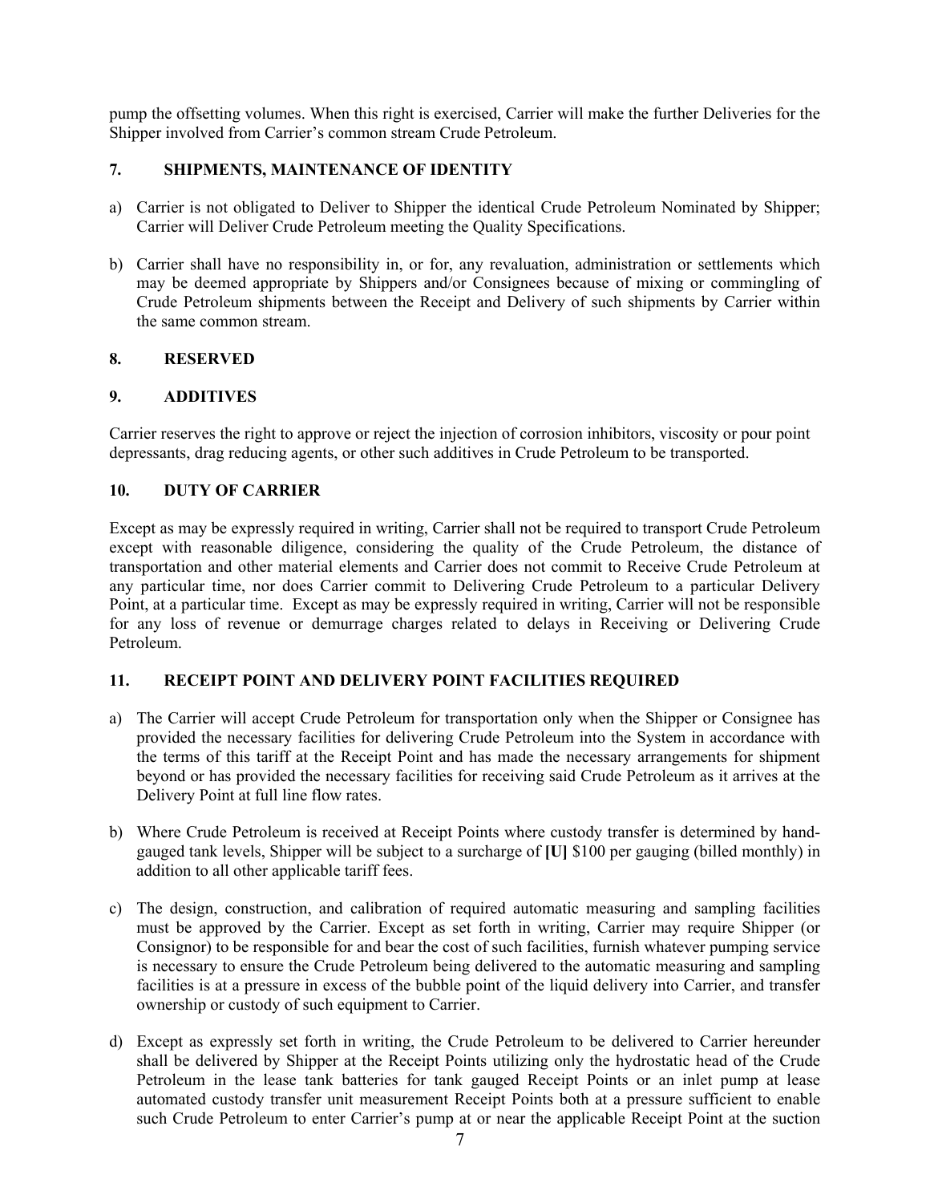pump the offsetting volumes. When this right is exercised, Carrier will make the further Deliveries for the Shipper involved from Carrier's common stream Crude Petroleum.

## 7. SHIPMENTS, MAINTENANCE OF IDENTITY

a) Carrier is not obligated to Deliver to Shipper the identical Crude Petroleum Nominated by Shipper; Carrier will Deliver Crude Petroleum meeting the Quality Specifications.

b) Carrier shall have no responsibility in, or for, any revaluation, administration or settlements which may be deemed appropriate by Shippers and/or Consignees because of mixing or commingling of Crude Petroleum shipments between the Receipt and Delivery of such shipments by Carrier within the same common stream.

## 8. RESERVED

## 9. ADDITIVES

Carrier reserves the right to approve or reject the injection of corrosion inhibitors, viscosity or pour point depressants, drag reducing agents, or other such additives in Crude Petroleum to be transported.

## 10. DUTY OF CARRIER

Except as may be expressly required in writing, Carrier shall not be required to transport Crude Petroleum except with reasonable diligence, considering the quality of the Crude Petroleum, the distance of transportation and other material elements and Carrier does not commit to Receive Crude Petroleum at any particular time, nor does Carrier commit to Delivering Crude Petroleum to a particular Delivery Point, at a particular time. Except as may be expressly required in writing, Carrier will not be responsible for any loss of revenue or demurrage charges related to delays in Receiving or Delivering Crude Petroleum.

## 11. RECEIPT POINT AND DELIVERY POINT FACILITIES REQUIRED

a) The Carrier will accept Crude Petroleum for transportation only when the Shipper or Consignee has provided the necessary facilities for delivering Crude Petroleum into the System in accordance with the terms of this tariff at the Receipt Point and has made the necessary arrangements for shipment beyond or has provided the necessary facilities for receiving said Crude Petroleum as it arrives at the Delivery Point at full line flow rates.

b) Where Crude Petroleum is received at Receipt Points where custody transfer is determined by hand-gauged tank levels, Shipper will be subject to a surcharge of **[U]** $100 per gauging (billed monthly) in addition to all other applicable tariff fees.

c) The design, construction, and calibration of required automatic measuring and sampling facilities must be approved by the Carrier. Except as set forth in writing, Carrier may require Shipper (or Consignor) to be responsible for and bear the cost of such facilities, furnish whatever pumping service is necessary to ensure the Crude Petroleum being delivered to the automatic measuring and sampling facilities is at a pressure in excess of the bubble point of the liquid delivery into Carrier, and transfer ownership or custody of such equipment to Carrier.

d) Except as expressly set forth in writing, the Crude Petroleum to be delivered to Carrier hereunder shall be delivered by Shipper at the Receipt Points utilizing only the hydrostatic head of the Crude Petroleum in the lease tank batteries for tank gauged Receipt Points or an inlet pump at lease automated custody transfer unit measurement Receipt Points both at a pressure sufficient to enable such Crude Petroleum to enter Carrier's pump at or near the applicable Receipt Point at the suction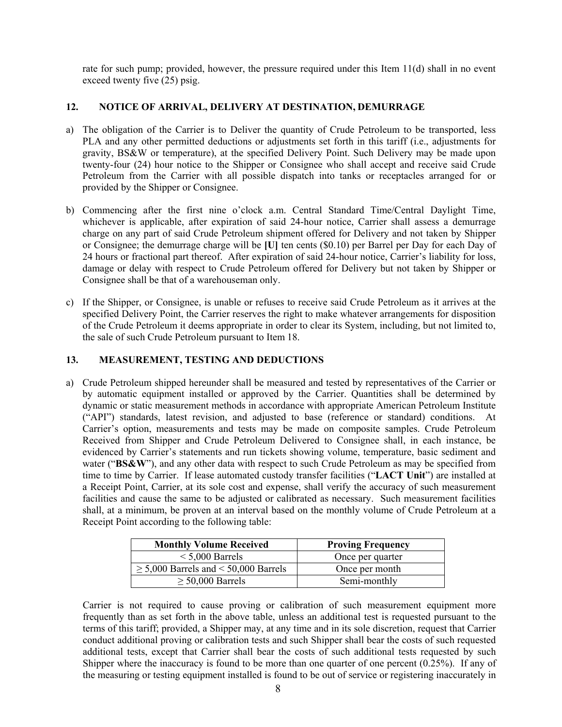rate for such pump; provided, however, the pressure required under this Item 11(d) shall in no event exceed twenty five (25) psig.

## 12. NOTICE OF ARRIVAL, DELIVERY AT DESTINATION, DEMURRAGE

a) The obligation of the Carrier is to Deliver the quantity of Crude Petroleum to be transported, less PLA and any other permitted deductions or adjustments set forth in this tariff (i.e., adjustments for gravity, BS&W or temperature), at the specified Delivery Point. Such Delivery may be made upon twenty-four (24) hour notice to the Shipper or Consignee who shall accept and receive said Crude Petroleum from the Carrier with all possible dispatch into tanks or receptacles arranged for or provided by the Shipper or Consignee.

b) Commencing after the first nine o'clock a.m. Central Standard Time/Central Daylight Time, whichever is applicable, after expiration of said 24-hour notice, Carrier shall assess a demurrage charge on any part of said Crude Petroleum shipment offered for Delivery and not taken by Shipper or Consignee; the demurrage charge will be **[U]** ten cents ($0.10) per Barrel per Day for each Day of 24 hours or fractional part thereof. After expiration of said 24-hour notice, Carrier's liability for loss, damage or delay with respect to Crude Petroleum offered for Delivery but not taken by Shipper or Consignee shall be that of a warehouseman only.

c) If the Shipper, or Consignee, is unable or refuses to receive said Crude Petroleum as it arrives at the specified Delivery Point, the Carrier reserves the right to make whatever arrangements for disposition of the Crude Petroleum it deems appropriate in order to clear its System, including, but not limited to, the sale of such Crude Petroleum pursuant to Item 18.

## 13. MEASUREMENT, TESTING AND DEDUCTIONS

a) Crude Petroleum shipped hereunder shall be measured and tested by representatives of the Carrier or by automatic equipment installed or approved by the Carrier. Quantities shall be determined by dynamic or static measurement methods in accordance with appropriate American Petroleum Institute ("API") standards, latest revision, and adjusted to base (reference or standard) conditions. At Carrier's option, measurements and tests may be made on composite samples. Crude Petroleum Received from Shipper and Crude Petroleum Delivered to Consignee shall, in each instance, be evidenced by Carrier's statements and run tickets showing volume, temperature, basic sediment and water ("**BS&W**"), and any other data with respect to such Crude Petroleum as may be specified from time to time by Carrier. If lease automated custody transfer facilities ("**LACT Unit**") are installed at a Receipt Point, Carrier, at its sole cost and expense, shall verify the accuracy of such measurement facilities and cause the same to be adjusted or calibrated as necessary. Such measurement facilities shall, at a minimum, be proven at an interval based on the monthly volume of Crude Petroleum at a Receipt Point according to the following table:

| Monthly Volume Received | Proving Frequency |
|---|---|
| < 5,000 Barrels | Once per quarter |
| ≥ 5,000 Barrels and < 50,000 Barrels | Once per month |
| ≥ 50,000 Barrels | Semi-monthly |

Carrier is not required to cause proving or calibration of such measurement equipment more frequently than as set forth in the above table, unless an additional test is requested pursuant to the terms of this tariff; provided, a Shipper may, at any time and in its sole discretion, request that Carrier conduct additional proving or calibration tests and such Shipper shall bear the costs of such requested additional tests, except that Carrier shall bear the costs of such additional tests requested by such Shipper where the inaccuracy is found to be more than one quarter of one percent (0.25%). If any of the measuring or testing equipment installed is found to be out of service or registering inaccurately in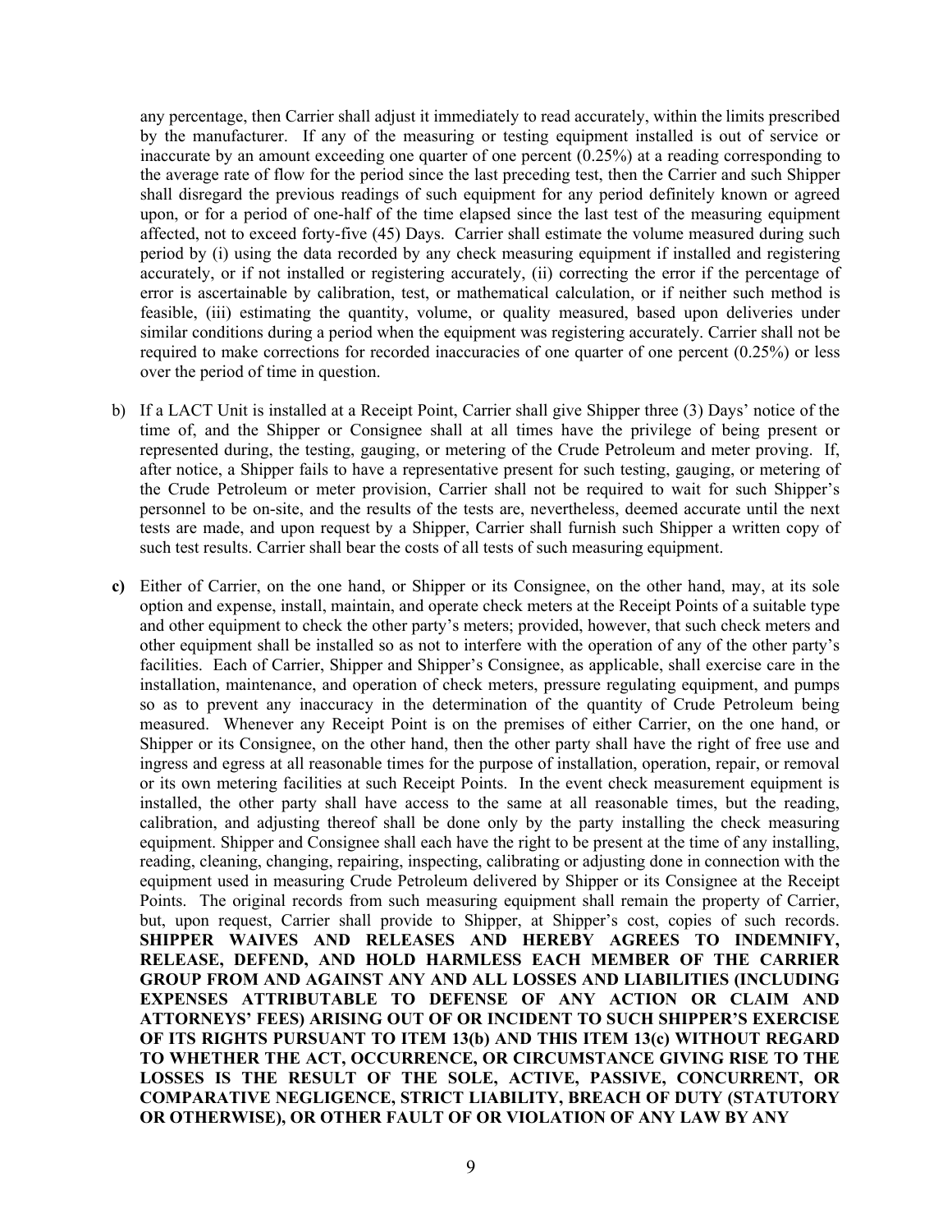any percentage, then Carrier shall adjust it immediately to read accurately, within the limits prescribed by the manufacturer. If any of the measuring or testing equipment installed is out of service or inaccurate by an amount exceeding one quarter of one percent (0.25%) at a reading corresponding to the average rate of flow for the period since the last preceding test, then the Carrier and such Shipper shall disregard the previous readings of such equipment for any period definitely known or agreed upon, or for a period of one-half of the time elapsed since the last test of the measuring equipment affected, not to exceed forty-five (45) Days. Carrier shall estimate the volume measured during such period by (i) using the data recorded by any check measuring equipment if installed and registering accurately, or if not installed or registering accurately, (ii) correcting the error if the percentage of error is ascertainable by calibration, test, or mathematical calculation, or if neither such method is feasible, (iii) estimating the quantity, volume, or quality measured, based upon deliveries under similar conditions during a period when the equipment was registering accurately. Carrier shall not be required to make corrections for recorded inaccuracies of one quarter of one percent (0.25%) or less over the period of time in question.

b) If a LACT Unit is installed at a Receipt Point, Carrier shall give Shipper three (3) Days' notice of the time of, and the Shipper or Consignee shall at all times have the privilege of being present or represented during, the testing, gauging, or metering of the Crude Petroleum and meter proving. If, after notice, a Shipper fails to have a representative present for such testing, gauging, or metering of the Crude Petroleum or meter provision, Carrier shall not be required to wait for such Shipper's personnel to be on-site, and the results of the tests are, nevertheless, deemed accurate until the next tests are made, and upon request by a Shipper, Carrier shall furnish such Shipper a written copy of such test results. Carrier shall bear the costs of all tests of such measuring equipment.

**c)** Either of Carrier, on the one hand, or Shipper or its Consignee, on the other hand, may, at its sole option and expense, install, maintain, and operate check meters at the Receipt Points of a suitable type and other equipment to check the other party's meters; provided, however, that such check meters and other equipment shall be installed so as not to interfere with the operation of any of the other party's facilities. Each of Carrier, Shipper and Shipper's Consignee, as applicable, shall exercise care in the installation, maintenance, and operation of check meters, pressure regulating equipment, and pumps so as to prevent any inaccuracy in the determination of the quantity of Crude Petroleum being measured. Whenever any Receipt Point is on the premises of either Carrier, on the one hand, or Shipper or its Consignee, on the other hand, then the other party shall have the right of free use and ingress and egress at all reasonable times for the purpose of installation, operation, repair, or removal or its own metering facilities at such Receipt Points. In the event check measurement equipment is installed, the other party shall have access to the same at all reasonable times, but the reading, calibration, and adjusting thereof shall be done only by the party installing the check measuring equipment. Shipper and Consignee shall each have the right to be present at the time of any installing, reading, cleaning, changing, repairing, inspecting, calibrating or adjusting done in connection with the equipment used in measuring Crude Petroleum delivered by Shipper or its Consignee at the Receipt Points. The original records from such measuring equipment shall remain the property of Carrier, but, upon request, Carrier shall provide to Shipper, at Shipper's cost, copies of such records. **SHIPPER WAIVES AND RELEASES AND HEREBY AGREES TO INDEMNIFY, RELEASE, DEFEND, AND HOLD HARMLESS EACH MEMBER OF THE CARRIER GROUP FROM AND AGAINST ANY AND ALL LOSSES AND LIABILITIES (INCLUDING EXPENSES ATTRIBUTABLE TO DEFENSE OF ANY ACTION OR CLAIM AND ATTORNEYS' FEES) ARISING OUT OF OR INCIDENT TO SUCH SHIPPER'S EXERCISE OF ITS RIGHTS PURSUANT TO ITEM 13(b) AND THIS ITEM 13(c) WITHOUT REGARD TO WHETHER THE ACT, OCCURRENCE, OR CIRCUMSTANCE GIVING RISE TO THE LOSSES IS THE RESULT OF THE SOLE, ACTIVE, PASSIVE, CONCURRENT, OR COMPARATIVE NEGLIGENCE, STRICT LIABILITY, BREACH OF DUTY (STATUTORY OR OTHERWISE), OR OTHER FAULT OF OR VIOLATION OF ANY LAW BY ANY**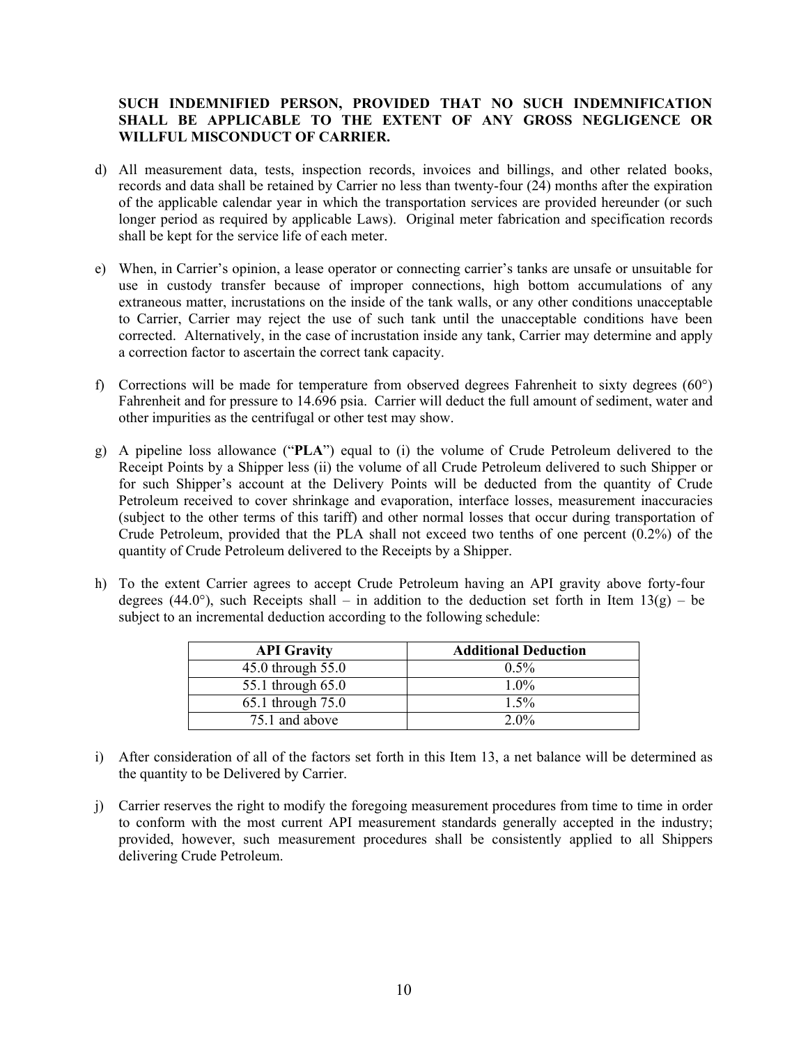**SUCH INDEMNIFIED PERSON, PROVIDED THAT NO SUCH INDEMNIFICATION SHALL BE APPLICABLE TO THE EXTENT OF ANY GROSS NEGLIGENCE OR WILLFUL MISCONDUCT OF CARRIER.**

d) All measurement data, tests, inspection records, invoices and billings, and other related books, records and data shall be retained by Carrier no less than twenty-four (24) months after the expiration of the applicable calendar year in which the transportation services are provided hereunder (or such longer period as required by applicable Laws). Original meter fabrication and specification records shall be kept for the service life of each meter.

e) When, in Carrier's opinion, a lease operator or connecting carrier's tanks are unsafe or unsuitable for use in custody transfer because of improper connections, high bottom accumulations of any extraneous matter, incrustations on the inside of the tank walls, or any other conditions unacceptable to Carrier, Carrier may reject the use of such tank until the unacceptable conditions have been corrected. Alternatively, in the case of incrustation inside any tank, Carrier may determine and apply a correction factor to ascertain the correct tank capacity.

f) Corrections will be made for temperature from observed degrees Fahrenheit to sixty degrees (60°) Fahrenheit and for pressure to 14.696 psia. Carrier will deduct the full amount of sediment, water and other impurities as the centrifugal or other test may show.

g) A pipeline loss allowance ("**PLA**") equal to (i) the volume of Crude Petroleum delivered to the Receipt Points by a Shipper less (ii) the volume of all Crude Petroleum delivered to such Shipper or for such Shipper's account at the Delivery Points will be deducted from the quantity of Crude Petroleum received to cover shrinkage and evaporation, interface losses, measurement inaccuracies (subject to the other terms of this tariff) and other normal losses that occur during transportation of Crude Petroleum, provided that the PLA shall not exceed two tenths of one percent (0.2%) of the quantity of Crude Petroleum delivered to the Receipts by a Shipper.

h) To the extent Carrier agrees to accept Crude Petroleum having an API gravity above forty-four degrees (44.0°), such Receipts shall – in addition to the deduction set forth in Item 13(g) – be subject to an incremental deduction according to the following schedule:

| API Gravity | Additional Deduction |
|---|---|
| 45.0 through 55.0 | 0.5% |
| 55.1 through 65.0 | 1.0% |
| 65.1 through 75.0 | 1.5% |
| 75.1 and above | 2.0% |

i) After consideration of all of the factors set forth in this Item 13, a net balance will be determined as the quantity to be Delivered by Carrier.

j) Carrier reserves the right to modify the foregoing measurement procedures from time to time in order to conform with the most current API measurement standards generally accepted in the industry; provided, however, such measurement procedures shall be consistently applied to all Shippers delivering Crude Petroleum.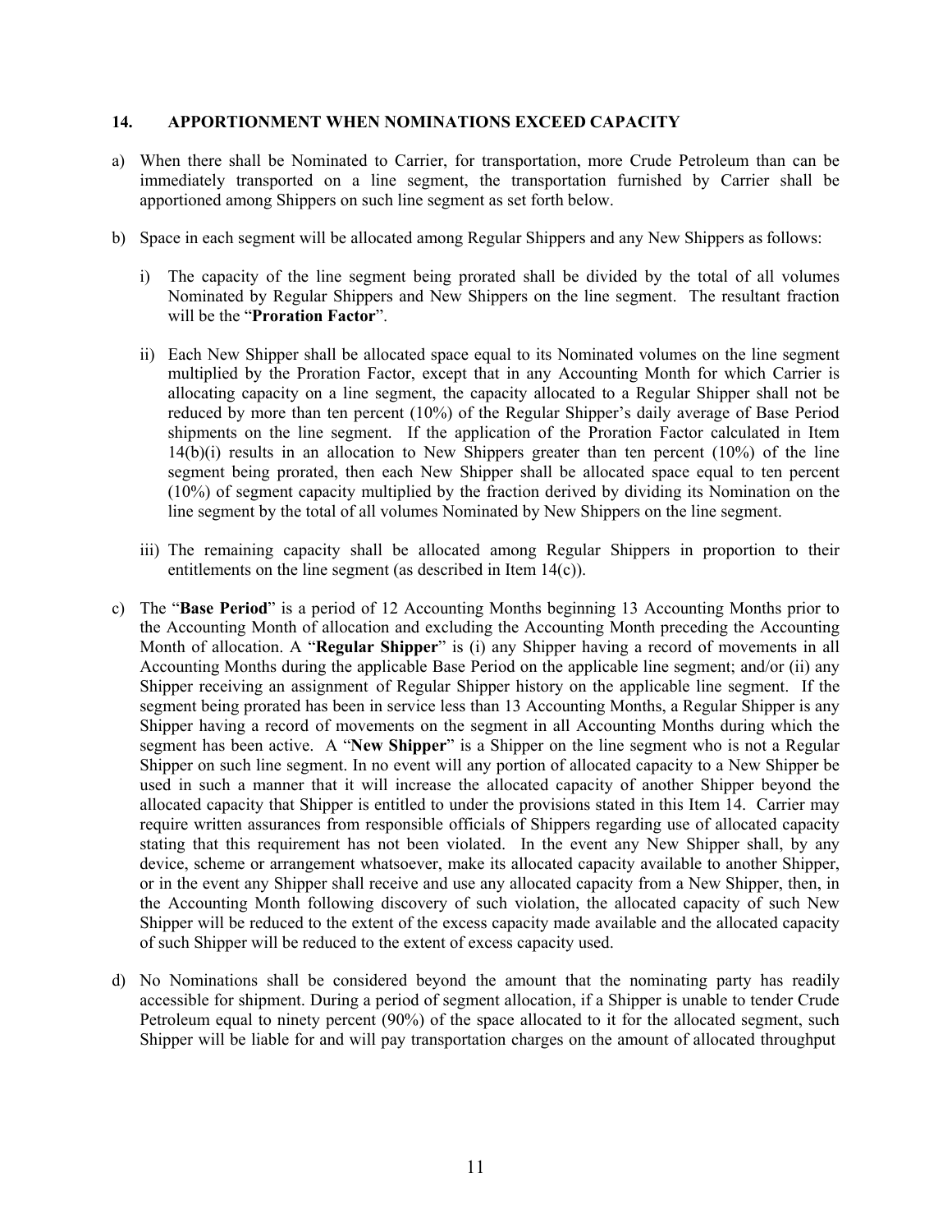## 14. APPORTIONMENT WHEN NOMINATIONS EXCEED CAPACITY

a) When there shall be Nominated to Carrier, for transportation, more Crude Petroleum than can be immediately transported on a line segment, the transportation furnished by Carrier shall be apportioned among Shippers on such line segment as set forth below.

b) Space in each segment will be allocated among Regular Shippers and any New Shippers as follows:

   i) The capacity of the line segment being prorated shall be divided by the total of all volumes Nominated by Regular Shippers and New Shippers on the line segment. The resultant fraction will be the "**Proration Factor**".

   ii) Each New Shipper shall be allocated space equal to its Nominated volumes on the line segment multiplied by the Proration Factor, except that in any Accounting Month for which Carrier is allocating capacity on a line segment, the capacity allocated to a Regular Shipper shall not be reduced by more than ten percent (10%) of the Regular Shipper's daily average of Base Period shipments on the line segment. If the application of the Proration Factor calculated in Item 14(b)(i) results in an allocation to New Shippers greater than ten percent (10%) of the line segment being prorated, then each New Shipper shall be allocated space equal to ten percent (10%) of segment capacity multiplied by the fraction derived by dividing its Nomination on the line segment by the total of all volumes Nominated by New Shippers on the line segment.

   iii) The remaining capacity shall be allocated among Regular Shippers in proportion to their entitlements on the line segment (as described in Item 14(c)).

c) The "**Base Period**" is a period of 12 Accounting Months beginning 13 Accounting Months prior to the Accounting Month of allocation and excluding the Accounting Month preceding the Accounting Month of allocation. A "**Regular Shipper**" is (i) any Shipper having a record of movements in all Accounting Months during the applicable Base Period on the applicable line segment; and/or (ii) any Shipper receiving an assignment of Regular Shipper history on the applicable line segment. If the segment being prorated has been in service less than 13 Accounting Months, a Regular Shipper is any Shipper having a record of movements on the segment in all Accounting Months during which the segment has been active. A "**New Shipper**" is a Shipper on the line segment who is not a Regular Shipper on such line segment. In no event will any portion of allocated capacity to a New Shipper be used in such a manner that it will increase the allocated capacity of another Shipper beyond the allocated capacity that Shipper is entitled to under the provisions stated in this Item 14. Carrier may require written assurances from responsible officials of Shippers regarding use of allocated capacity stating that this requirement has not been violated. In the event any New Shipper shall, by any device, scheme or arrangement whatsoever, make its allocated capacity available to another Shipper, or in the event any Shipper shall receive and use any allocated capacity from a New Shipper, then, in the Accounting Month following discovery of such violation, the allocated capacity of such New Shipper will be reduced to the extent of the excess capacity made available and the allocated capacity of such Shipper will be reduced to the extent of excess capacity used.

d) No Nominations shall be considered beyond the amount that the nominating party has readily accessible for shipment. During a period of segment allocation, if a Shipper is unable to tender Crude Petroleum equal to ninety percent (90%) of the space allocated to it for the allocated segment, such Shipper will be liable for and will pay transportation charges on the amount of allocated throughput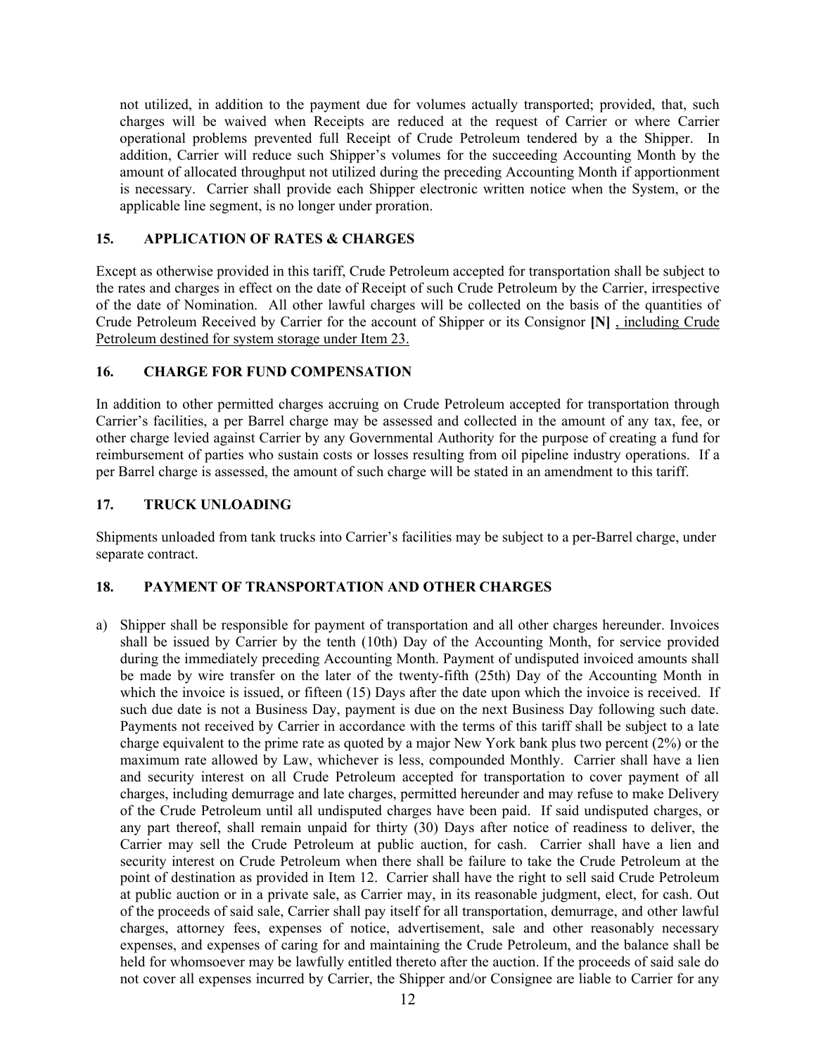not utilized, in addition to the payment due for volumes actually transported; provided, that, such charges will be waived when Receipts are reduced at the request of Carrier or where Carrier operational problems prevented full Receipt of Crude Petroleum tendered by a the Shipper. In addition, Carrier will reduce such Shipper's volumes for the succeeding Accounting Month by the amount of allocated throughput not utilized during the preceding Accounting Month if apportionment is necessary. Carrier shall provide each Shipper electronic written notice when the System, or the applicable line segment, is no longer under proration.

## 15. APPLICATION OF RATES & CHARGES

Except as otherwise provided in this tariff, Crude Petroleum accepted for transportation shall be subject to the rates and charges in effect on the date of Receipt of such Crude Petroleum by the Carrier, irrespective of the date of Nomination. All other lawful charges will be collected on the basis of the quantities of Crude Petroleum Received by Carrier for the account of Shipper or its Consignor **[N]** <u>, including Crude Petroleum destined for system storage under Item 23.</u>

## 16. CHARGE FOR FUND COMPENSATION

In addition to other permitted charges accruing on Crude Petroleum accepted for transportation through Carrier's facilities, a per Barrel charge may be assessed and collected in the amount of any tax, fee, or other charge levied against Carrier by any Governmental Authority for the purpose of creating a fund for reimbursement of parties who sustain costs or losses resulting from oil pipeline industry operations. If a per Barrel charge is assessed, the amount of such charge will be stated in an amendment to this tariff.

## 17. TRUCK UNLOADING

Shipments unloaded from tank trucks into Carrier's facilities may be subject to a per-Barrel charge, under separate contract.

## 18. PAYMENT OF TRANSPORTATION AND OTHER CHARGES

a) Shipper shall be responsible for payment of transportation and all other charges hereunder. Invoices shall be issued by Carrier by the tenth (10th) Day of the Accounting Month, for service provided during the immediately preceding Accounting Month. Payment of undisputed invoiced amounts shall be made by wire transfer on the later of the twenty-fifth (25th) Day of the Accounting Month in which the invoice is issued, or fifteen (15) Days after the date upon which the invoice is received. If such due date is not a Business Day, payment is due on the next Business Day following such date. Payments not received by Carrier in accordance with the terms of this tariff shall be subject to a late charge equivalent to the prime rate as quoted by a major New York bank plus two percent (2%) or the maximum rate allowed by Law, whichever is less, compounded Monthly. Carrier shall have a lien and security interest on all Crude Petroleum accepted for transportation to cover payment of all charges, including demurrage and late charges, permitted hereunder and may refuse to make Delivery of the Crude Petroleum until all undisputed charges have been paid. If said undisputed charges, or any part thereof, shall remain unpaid for thirty (30) Days after notice of readiness to deliver, the Carrier may sell the Crude Petroleum at public auction, for cash. Carrier shall have a lien and security interest on Crude Petroleum when there shall be failure to take the Crude Petroleum at the point of destination as provided in Item 12. Carrier shall have the right to sell said Crude Petroleum at public auction or in a private sale, as Carrier may, in its reasonable judgment, elect, for cash. Out of the proceeds of said sale, Carrier shall pay itself for all transportation, demurrage, and other lawful charges, attorney fees, expenses of notice, advertisement, sale and other reasonably necessary expenses, and expenses of caring for and maintaining the Crude Petroleum, and the balance shall be held for whomsoever may be lawfully entitled thereto after the auction. If the proceeds of said sale do not cover all expenses incurred by Carrier, the Shipper and/or Consignee are liable to Carrier for any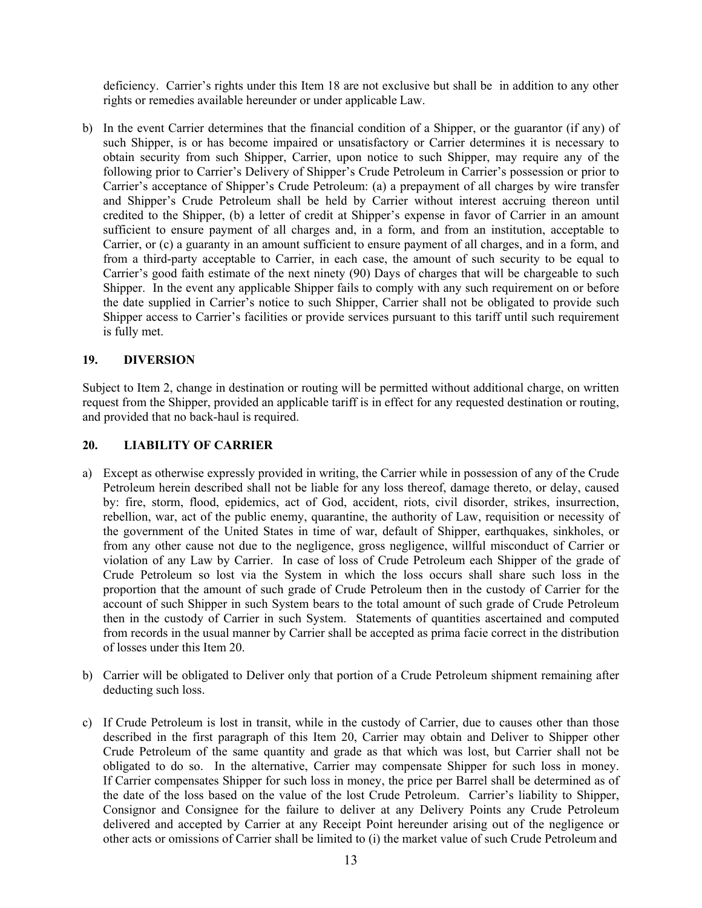deficiency. Carrier's rights under this Item 18 are not exclusive but shall be in addition to any other rights or remedies available hereunder or under applicable Law.

b) In the event Carrier determines that the financial condition of a Shipper, or the guarantor (if any) of such Shipper, is or has become impaired or unsatisfactory or Carrier determines it is necessary to obtain security from such Shipper, Carrier, upon notice to such Shipper, may require any of the following prior to Carrier's Delivery of Shipper's Crude Petroleum in Carrier's possession or prior to Carrier's acceptance of Shipper's Crude Petroleum: (a) a prepayment of all charges by wire transfer and Shipper's Crude Petroleum shall be held by Carrier without interest accruing thereon until credited to the Shipper, (b) a letter of credit at Shipper's expense in favor of Carrier in an amount sufficient to ensure payment of all charges and, in a form, and from an institution, acceptable to Carrier, or (c) a guaranty in an amount sufficient to ensure payment of all charges, and in a form, and from a third-party acceptable to Carrier, in each case, the amount of such security to be equal to Carrier's good faith estimate of the next ninety (90) Days of charges that will be chargeable to such Shipper. In the event any applicable Shipper fails to comply with any such requirement on or before the date supplied in Carrier's notice to such Shipper, Carrier shall not be obligated to provide such Shipper access to Carrier's facilities or provide services pursuant to this tariff until such requirement is fully met.

## 19. DIVERSION

Subject to Item 2, change in destination or routing will be permitted without additional charge, on written request from the Shipper, provided an applicable tariff is in effect for any requested destination or routing, and provided that no back-haul is required.

## 20. LIABILITY OF CARRIER

a) Except as otherwise expressly provided in writing, the Carrier while in possession of any of the Crude Petroleum herein described shall not be liable for any loss thereof, damage thereto, or delay, caused by: fire, storm, flood, epidemics, act of God, accident, riots, civil disorder, strikes, insurrection, rebellion, war, act of the public enemy, quarantine, the authority of Law, requisition or necessity of the government of the United States in time of war, default of Shipper, earthquakes, sinkholes, or from any other cause not due to the negligence, gross negligence, willful misconduct of Carrier or violation of any Law by Carrier. In case of loss of Crude Petroleum each Shipper of the grade of Crude Petroleum so lost via the System in which the loss occurs shall share such loss in the proportion that the amount of such grade of Crude Petroleum then in the custody of Carrier for the account of such Shipper in such System bears to the total amount of such grade of Crude Petroleum then in the custody of Carrier in such System. Statements of quantities ascertained and computed from records in the usual manner by Carrier shall be accepted as prima facie correct in the distribution of losses under this Item 20.

b) Carrier will be obligated to Deliver only that portion of a Crude Petroleum shipment remaining after deducting such loss.

c) If Crude Petroleum is lost in transit, while in the custody of Carrier, due to causes other than those described in the first paragraph of this Item 20, Carrier may obtain and Deliver to Shipper other Crude Petroleum of the same quantity and grade as that which was lost, but Carrier shall not be obligated to do so. In the alternative, Carrier may compensate Shipper for such loss in money. If Carrier compensates Shipper for such loss in money, the price per Barrel shall be determined as of the date of the loss based on the value of the lost Crude Petroleum. Carrier's liability to Shipper, Consignor and Consignee for the failure to deliver at any Delivery Points any Crude Petroleum delivered and accepted by Carrier at any Receipt Point hereunder arising out of the negligence or other acts or omissions of Carrier shall be limited to (i) the market value of such Crude Petroleum and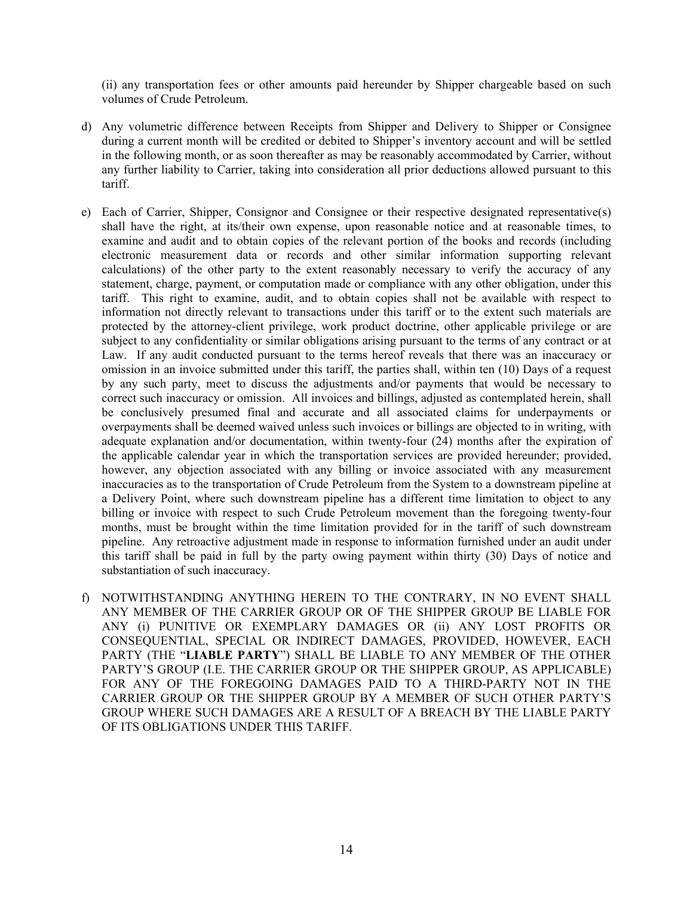(ii) any transportation fees or other amounts paid hereunder by Shipper chargeable based on such volumes of Crude Petroleum.

d) Any volumetric difference between Receipts from Shipper and Delivery to Shipper or Consignee during a current month will be credited or debited to Shipper's inventory account and will be settled in the following month, or as soon thereafter as may be reasonably accommodated by Carrier, without any further liability to Carrier, taking into consideration all prior deductions allowed pursuant to this tariff.

e) Each of Carrier, Shipper, Consignor and Consignee or their respective designated representative(s) shall have the right, at its/their own expense, upon reasonable notice and at reasonable times, to examine and audit and to obtain copies of the relevant portion of the books and records (including electronic measurement data or records and other similar information supporting relevant calculations) of the other party to the extent reasonably necessary to verify the accuracy of any statement, charge, payment, or computation made or compliance with any other obligation, under this tariff. This right to examine, audit, and to obtain copies shall not be available with respect to information not directly relevant to transactions under this tariff or to the extent such materials are protected by the attorney-client privilege, work product doctrine, other applicable privilege or are subject to any confidentiality or similar obligations arising pursuant to the terms of any contract or at Law. If any audit conducted pursuant to the terms hereof reveals that there was an inaccuracy or omission in an invoice submitted under this tariff, the parties shall, within ten (10) Days of a request by any such party, meet to discuss the adjustments and/or payments that would be necessary to correct such inaccuracy or omission. All invoices and billings, adjusted as contemplated herein, shall be conclusively presumed final and accurate and all associated claims for underpayments or overpayments shall be deemed waived unless such invoices or billings are objected to in writing, with adequate explanation and/or documentation, within twenty-four (24) months after the expiration of the applicable calendar year in which the transportation services are provided hereunder; provided, however, any objection associated with any billing or invoice associated with any measurement inaccuracies as to the transportation of Crude Petroleum from the System to a downstream pipeline at a Delivery Point, where such downstream pipeline has a different time limitation to object to any billing or invoice with respect to such Crude Petroleum movement than the foregoing twenty-four months, must be brought within the time limitation provided for in the tariff of such downstream pipeline. Any retroactive adjustment made in response to information furnished under an audit under this tariff shall be paid in full by the party owing payment within thirty (30) Days of notice and substantiation of such inaccuracy.

f) NOTWITHSTANDING ANYTHING HEREIN TO THE CONTRARY, IN NO EVENT SHALL ANY MEMBER OF THE CARRIER GROUP OR OF THE SHIPPER GROUP BE LIABLE FOR ANY (i) PUNITIVE OR EXEMPLARY DAMAGES OR (ii) ANY LOST PROFITS OR CONSEQUENTIAL, SPECIAL OR INDIRECT DAMAGES, PROVIDED, HOWEVER, EACH PARTY (THE "**LIABLE PARTY**") SHALL BE LIABLE TO ANY MEMBER OF THE OTHER PARTY'S GROUP (I.E. THE CARRIER GROUP OR THE SHIPPER GROUP, AS APPLICABLE) FOR ANY OF THE FOREGOING DAMAGES PAID TO A THIRD-PARTY NOT IN THE CARRIER GROUP OR THE SHIPPER GROUP BY A MEMBER OF SUCH OTHER PARTY'S GROUP WHERE SUCH DAMAGES ARE A RESULT OF A BREACH BY THE LIABLE PARTY OF ITS OBLIGATIONS UNDER THIS TARIFF.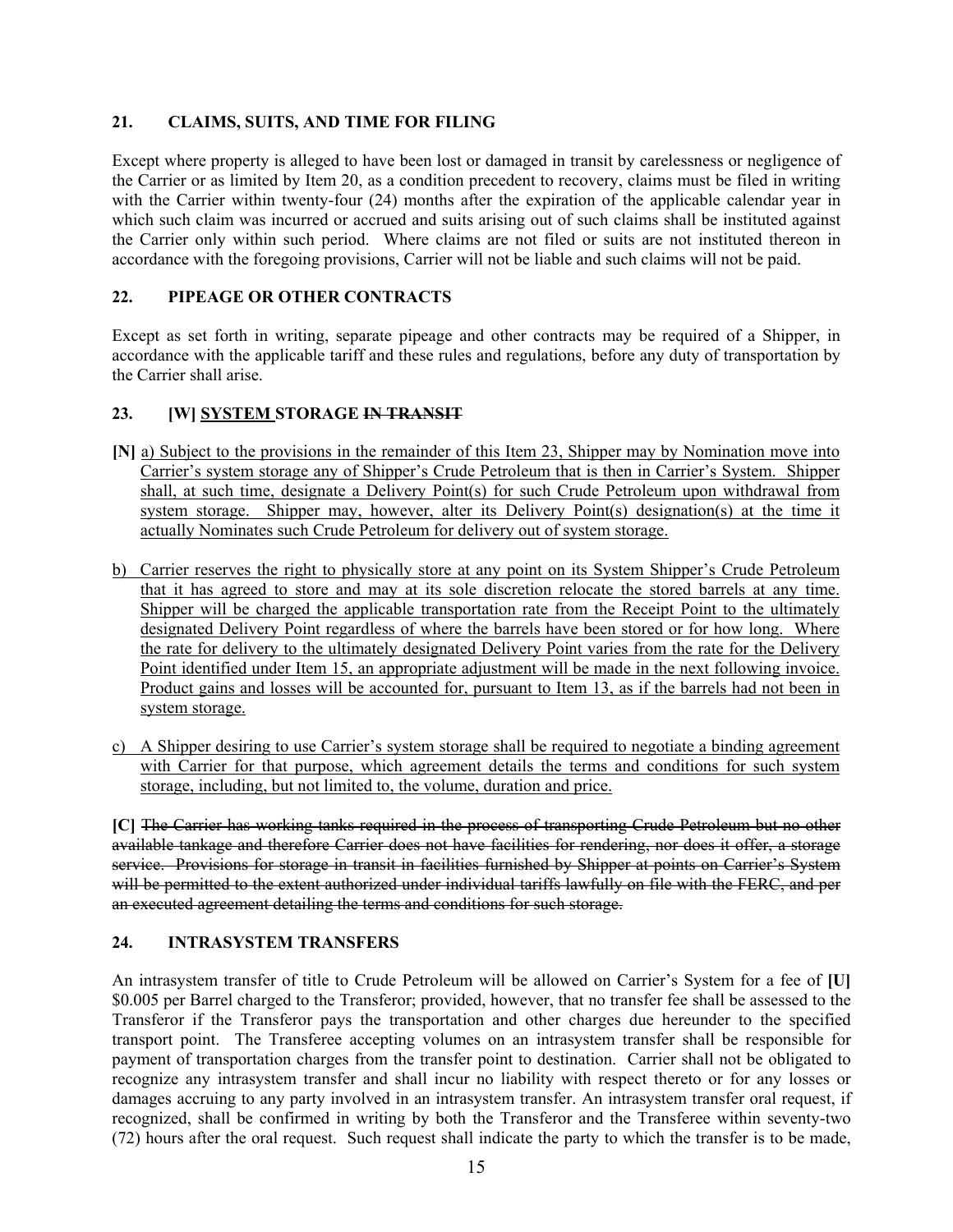## 21. CLAIMS, SUITS, AND TIME FOR FILING

Except where property is alleged to have been lost or damaged in transit by carelessness or negligence of the Carrier or as limited by Item 20, as a condition precedent to recovery, claims must be filed in writing with the Carrier within twenty-four (24) months after the expiration of the applicable calendar year in which such claim was incurred or accrued and suits arising out of such claims shall be instituted against the Carrier only within such period. Where claims are not filed or suits are not instituted thereon in accordance with the foregoing provisions, Carrier will not be liable and such claims will not be paid.

## 22. PIPEAGE OR OTHER CONTRACTS

Except as set forth in writing, separate pipeage and other contracts may be required of a Shipper, in accordance with the applicable tariff and these rules and regulations, before any duty of transportation by the Carrier shall arise.

## 23. [W] <u>SYSTEM</u> STORAGE ~~IN TRANSIT~~

**[N]** <u>a) Subject to the provisions in the remainder of this Item 23, Shipper may by Nomination move into Carrier's system storage any of Shipper's Crude Petroleum that is then in Carrier's System. Shipper shall, at such time, designate a Delivery Point(s) for such Crude Petroleum upon withdrawal from system storage. Shipper may, however, alter its Delivery Point(s) designation(s) at the time it actually Nominates such Crude Petroleum for delivery out of system storage.</u>

<u>b) Carrier reserves the right to physically store at any point on its System Shipper's Crude Petroleum that it has agreed to store and may at its sole discretion relocate the stored barrels at any time. Shipper will be charged the applicable transportation rate from the Receipt Point to the ultimately designated Delivery Point regardless of where the barrels have been stored or for how long. Where the rate for delivery to the ultimately designated Delivery Point varies from the rate for the Delivery Point identified under Item 15, an appropriate adjustment will be made in the next following invoice. Product gains and losses will be accounted for, pursuant to Item 13, as if the barrels had not been in system storage.</u>

<u>c) A Shipper desiring to use Carrier's system storage shall be required to negotiate a binding agreement with Carrier for that purpose, which agreement details the terms and conditions for such system storage, including, but not limited to, the volume, duration and price.</u>

**[C]** ~~The Carrier has working tanks required in the process of transporting Crude Petroleum but no other available tankage and therefore Carrier does not have facilities for rendering, nor does it offer, a storage service. Provisions for storage in transit in facilities furnished by Shipper at points on Carrier's System will be permitted to the extent authorized under individual tariffs lawfully on file with the FERC, and per an executed agreement detailing the terms and conditions for such storage.~~

## 24. INTRASYSTEM TRANSFERS

An intrasystem transfer of title to Crude Petroleum will be allowed on Carrier's System for a fee of **[U]** $0.005 per Barrel charged to the Transferor; provided, however, that no transfer fee shall be assessed to the Transferor if the Transferor pays the transportation and other charges due hereunder to the specified transport point. The Transferee accepting volumes on an intrasystem transfer shall be responsible for payment of transportation charges from the transfer point to destination. Carrier shall not be obligated to recognize any intrasystem transfer and shall incur no liability with respect thereto or for any losses or damages accruing to any party involved in an intrasystem transfer. An intrasystem transfer oral request, if recognized, shall be confirmed in writing by both the Transferor and the Transferee within seventy-two (72) hours after the oral request. Such request shall indicate the party to which the transfer is to be made,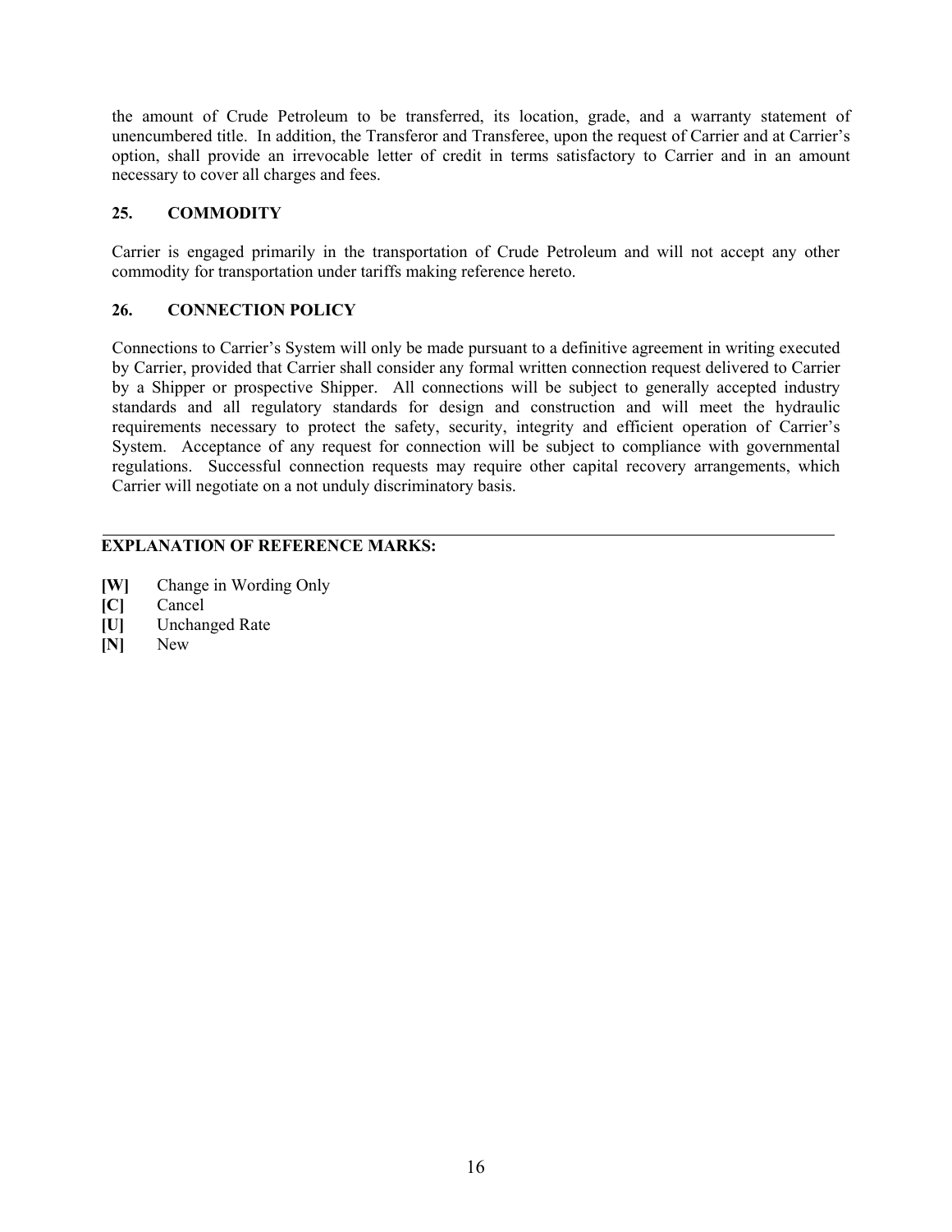the amount of Crude Petroleum to be transferred, its location, grade, and a warranty statement of unencumbered title. In addition, the Transferor and Transferee, upon the request of Carrier and at Carrier's option, shall provide an irrevocable letter of credit in terms satisfactory to Carrier and in an amount necessary to cover all charges and fees.

## 25. COMMODITY

Carrier is engaged primarily in the transportation of Crude Petroleum and will not accept any other commodity for transportation under tariffs making reference hereto.

## 26. CONNECTION POLICY

Connections to Carrier's System will only be made pursuant to a definitive agreement in writing executed by Carrier, provided that Carrier shall consider any formal written connection request delivered to Carrier by a Shipper or prospective Shipper. All connections will be subject to generally accepted industry standards and all regulatory standards for design and construction and will meet the hydraulic requirements necessary to protect the safety, security, integrity and efficient operation of Carrier's System. Acceptance of any request for connection will be subject to compliance with governmental regulations. Successful connection requests may require other capital recovery arrangements, which Carrier will negotiate on a not unduly discriminatory basis.

---

**EXPLANATION OF REFERENCE MARKS:**

**[W]** Change in Wording Only
**[C]** Cancel
**[U]** Unchanged Rate
**[N]** New